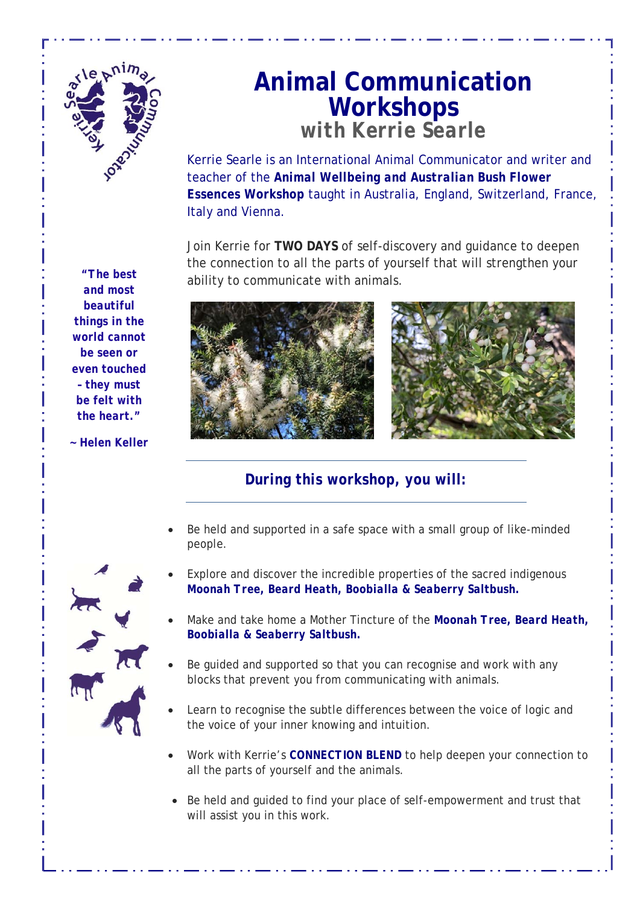# Animal Communication Workshops

## with Kerrie Searle

Kerrie Searle is an International Animal Communicator and writer and teacher of the **Animal Wellbeing and Australian Bush Flower Essences Workshop** taught in Australia, England, Switzerland, France, Italy and Vienna.

Join Kerrie for **TWO DAYS** of self-discovery and guidance to deepen the connection to all the parts of yourself that will strengthen your ability to communicate with animals.

***"The best and most beautiful things in the world cannot be seen or even touched – they must be felt with the heart."***

***~ Helen Keller***

### During this workshop, you will:

- Be held and supported in a safe space with a small group of like-minded people.
- Explore and discover the incredible properties of the sacred indigenous ***Moonah Tree, Beard Heath, Boobialla & Seaberry Saltbush.***
- Make and take home a Mother Tincture of the ***Moonah Tree, Beard Heath, Boobialla & Seaberry Saltbush.***
- Be guided and supported so that you can recognise and work with any blocks that prevent you from communicating with animals.
- Learn to recognise the subtle differences between the voice of logic and the voice of your inner knowing and intuition.
- Work with Kerrie's **CONNECTION BLEND** to help deepen your connection to all the parts of yourself and the animals.
- Be held and guided to find your place of self-empowerment and trust that will assist you in this work.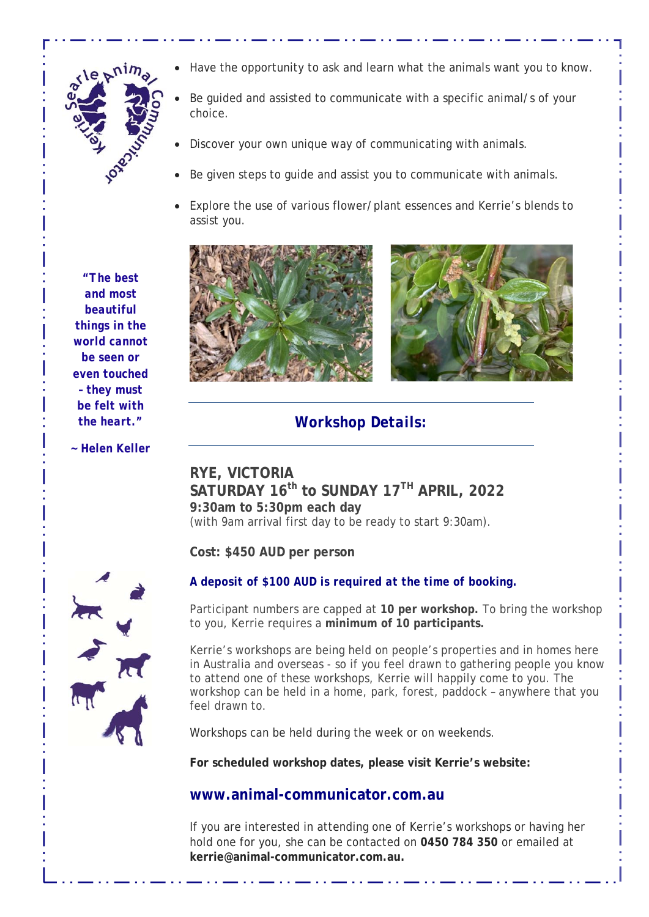- Have the opportunity to ask and learn what the animals want you to know.
- Be guided and assisted to communicate with a specific animal/s of your choice.
- Discover your own unique way of communicating with animals.
- Be given steps to guide and assist you to communicate with animals.
- Explore the use of various flower/plant essences and Kerrie's blends to assist you.

***"The best and most beautiful things in the world cannot be seen or even touched – they must be felt with the heart."***

**~ Helen Keller**

## *Workshop Details:*

**RYE, VICTORIA**
**SATURDAY 16th to SUNDAY 17TH APRIL, 2022**
**9:30am to 5:30pm each day**
(with 9am arrival first day to be ready to start 9:30am).

**Cost: $450 AUD per person**

**A deposit of $100 AUD is required at the time of booking.**

Participant numbers are capped at **10 per workshop.** To bring the workshop to you, Kerrie requires a **minimum of 10 participants.**

Kerrie's workshops are being held on people's properties and in homes here in Australia and overseas - so if you feel drawn to gathering people you know to attend one of these workshops, Kerrie will happily come to you. The workshop can be held in a home, park, forest, paddock – anywhere that you feel drawn to.

Workshops can be held during the week or on weekends.

**For scheduled workshop dates, please visit Kerrie's website:**

**www.animal-communicator.com.au**

If you are interested in attending one of Kerrie's workshops or having her hold one for you, she can be contacted on **0450 784 350** or emailed at **kerrie@animal-communicator.com.au.**